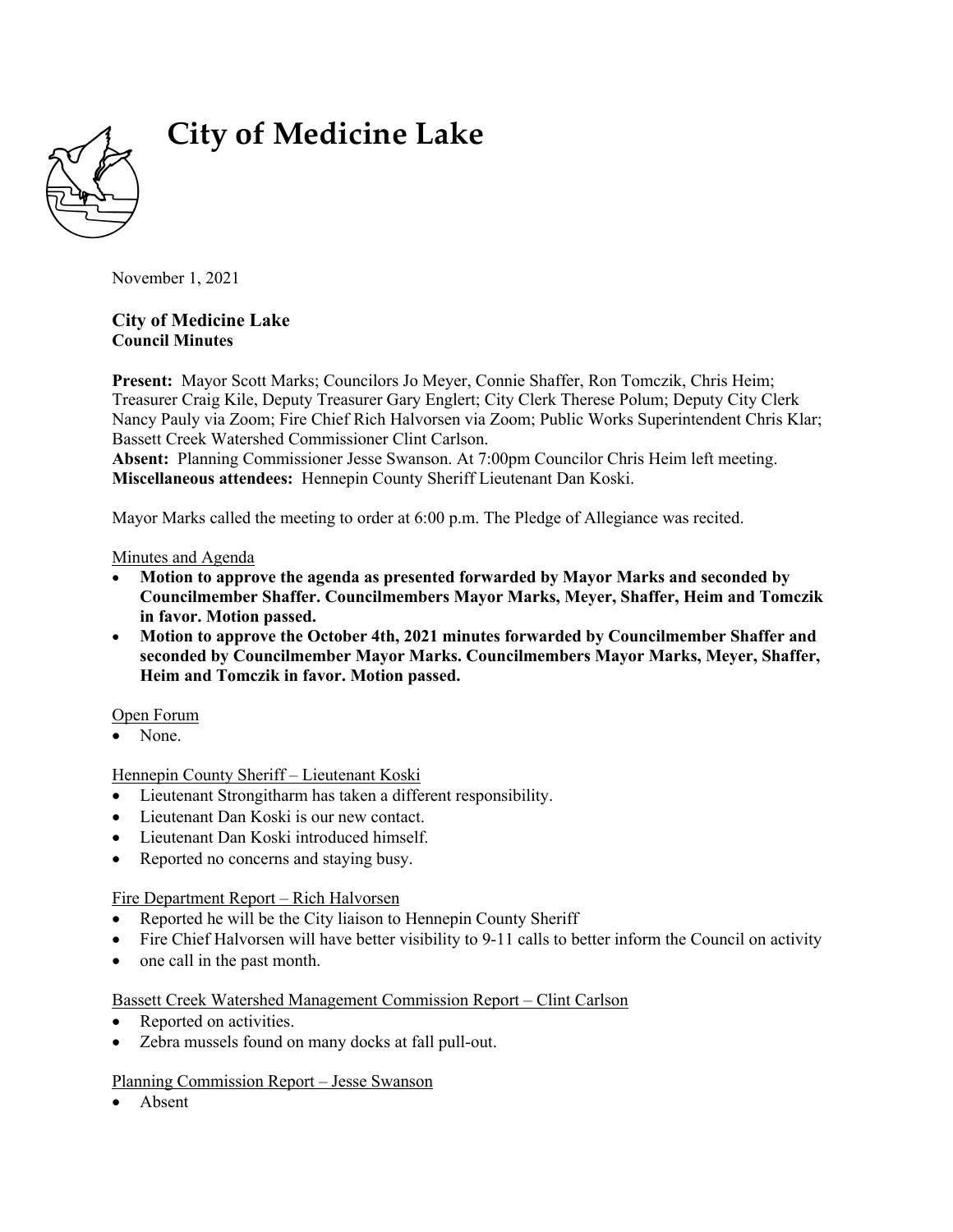# City of Medicine Lake

November 1, 2021

**City of Medicine Lake**
**Council Minutes**

**Present:** Mayor Scott Marks; Councilors Jo Meyer, Connie Shaffer, Ron Tomczik, Chris Heim; Treasurer Craig Kile, Deputy Treasurer Gary Englert; City Clerk Therese Polum; Deputy City Clerk Nancy Pauly via Zoom; Fire Chief Rich Halvorsen via Zoom; Public Works Superintendent Chris Klar; Bassett Creek Watershed Commissioner Clint Carlson.
**Absent:** Planning Commissioner Jesse Swanson. At 7:00pm Councilor Chris Heim left meeting.
**Miscellaneous attendees:** Hennepin County Sheriff Lieutenant Dan Koski.

Mayor Marks called the meeting to order at 6:00 p.m. The Pledge of Allegiance was recited.

Minutes and Agenda

- **Motion to approve the agenda as presented forwarded by Mayor Marks and seconded by Councilmember Shaffer. Councilmembers Mayor Marks, Meyer, Shaffer, Heim and Tomczik in favor. Motion passed.**
- **Motion to approve the October 4th, 2021 minutes forwarded by Councilmember Shaffer and seconded by Councilmember Mayor Marks. Councilmembers Mayor Marks, Meyer, Shaffer, Heim and Tomczik in favor. Motion passed.**

Open Forum

- None.

Hennepin County Sheriff – Lieutenant Koski

- Lieutenant Strongitharm has taken a different responsibility.
- Lieutenant Dan Koski is our new contact.
- Lieutenant Dan Koski introduced himself.
- Reported no concerns and staying busy.

Fire Department Report – Rich Halvorsen

- Reported he will be the City liaison to Hennepin County Sheriff
- Fire Chief Halvorsen will have better visibility to 9-11 calls to better inform the Council on activity
- one call in the past month.

Bassett Creek Watershed Management Commission Report – Clint Carlson

- Reported on activities.
- Zebra mussels found on many docks at fall pull-out.

Planning Commission Report – Jesse Swanson

- Absent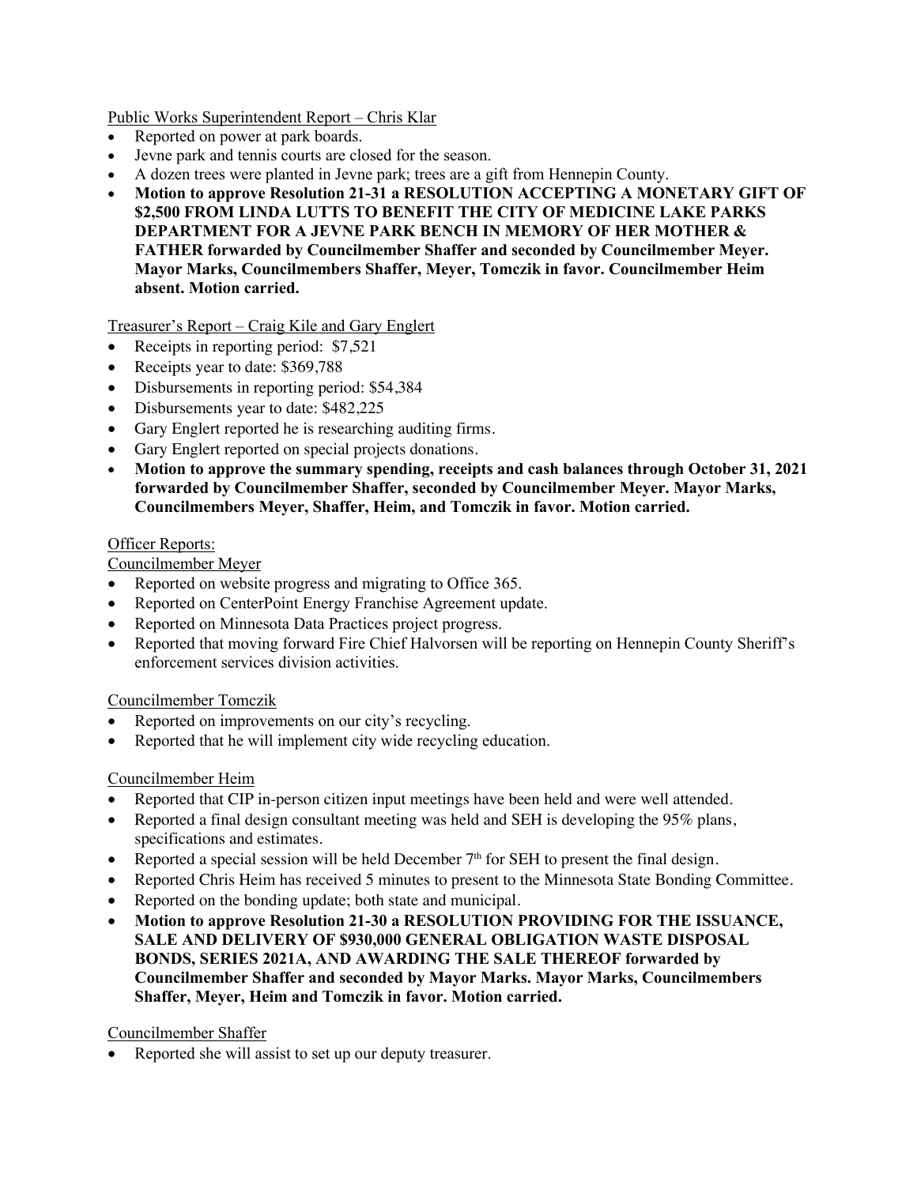Public Works Superintendent Report – Chris Klar

- Reported on power at park boards.
- Jevne park and tennis courts are closed for the season.
- A dozen trees were planted in Jevne park; trees are a gift from Hennepin County.
- **Motion to approve Resolution 21-31 a RESOLUTION ACCEPTING A MONETARY GIFT OF $2,500 FROM LINDA LUTTS TO BENEFIT THE CITY OF MEDICINE LAKE PARKS DEPARTMENT FOR A JEVNE PARK BENCH IN MEMORY OF HER MOTHER & FATHER forwarded by Councilmember Shaffer and seconded by Councilmember Meyer. Mayor Marks, Councilmembers Shaffer, Meyer, Tomczik in favor. Councilmember Heim absent. Motion carried.**

Treasurer's Report – Craig Kile and Gary Englert

- Receipts in reporting period: $7,521
- Receipts year to date: $369,788
- Disbursements in reporting period: $54,384
- Disbursements year to date: $482,225
- Gary Englert reported he is researching auditing firms.
- Gary Englert reported on special projects donations.
- **Motion to approve the summary spending, receipts and cash balances through October 31, 2021 forwarded by Councilmember Shaffer, seconded by Councilmember Meyer. Mayor Marks, Councilmembers Meyer, Shaffer, Heim, and Tomczik in favor. Motion carried.**

Officer Reports:

Councilmember Meyer

- Reported on website progress and migrating to Office 365.
- Reported on CenterPoint Energy Franchise Agreement update.
- Reported on Minnesota Data Practices project progress.
- Reported that moving forward Fire Chief Halvorsen will be reporting on Hennepin County Sheriff's enforcement services division activities.

Councilmember Tomczik

- Reported on improvements on our city's recycling.
- Reported that he will implement city wide recycling education.

Councilmember Heim

- Reported that CIP in-person citizen input meetings have been held and were well attended.
- Reported a final design consultant meeting was held and SEH is developing the 95% plans, specifications and estimates.
- Reported a special session will be held December 7th for SEH to present the final design.
- Reported Chris Heim has received 5 minutes to present to the Minnesota State Bonding Committee.
- Reported on the bonding update; both state and municipal.
- **Motion to approve Resolution 21-30 a RESOLUTION PROVIDING FOR THE ISSUANCE, SALE AND DELIVERY OF $930,000 GENERAL OBLIGATION WASTE DISPOSAL BONDS, SERIES 2021A, AND AWARDING THE SALE THEREOF forwarded by Councilmember Shaffer and seconded by Mayor Marks. Mayor Marks, Councilmembers Shaffer, Meyer, Heim and Tomczik in favor. Motion carried.**

Councilmember Shaffer

- Reported she will assist to set up our deputy treasurer.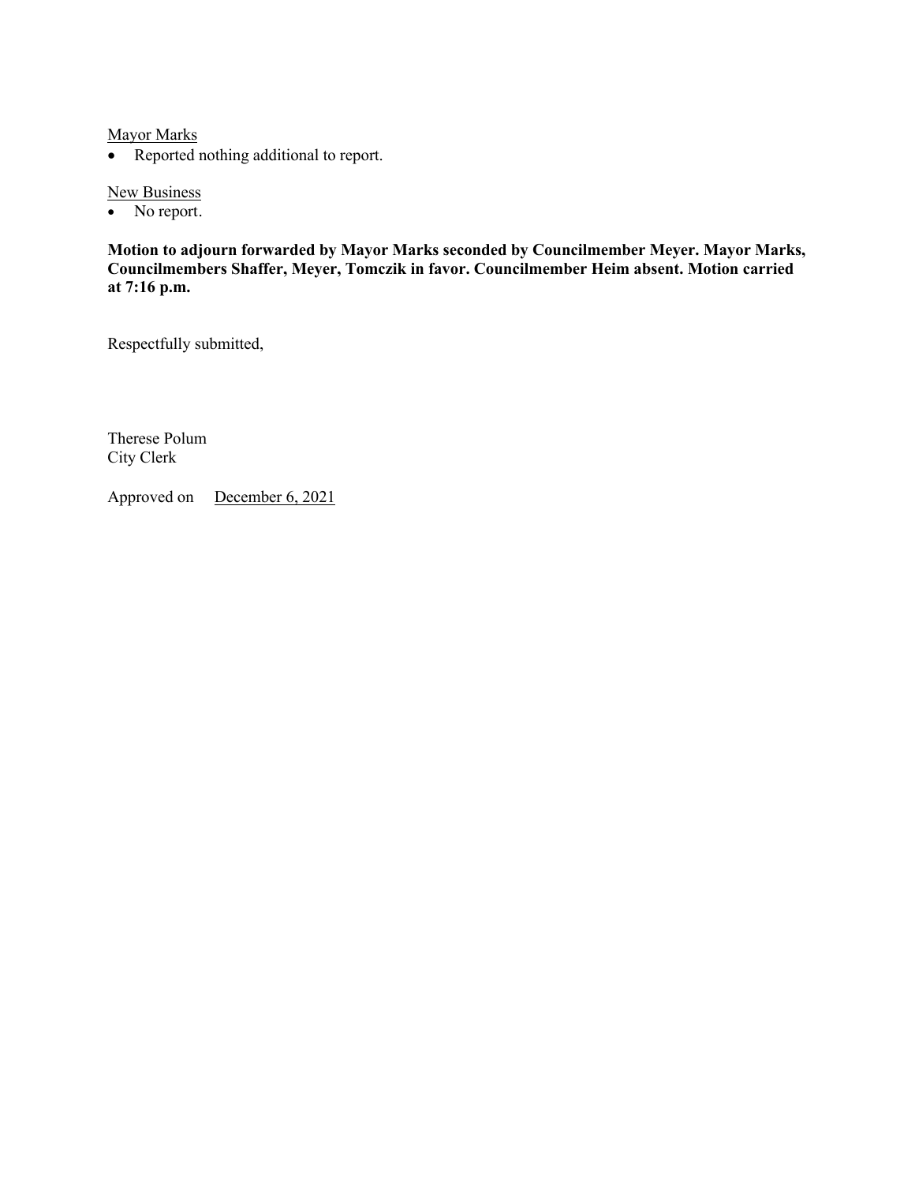Mayor Marks

- Reported nothing additional to report.

New Business

- No report.

**Motion to adjourn forwarded by Mayor Marks seconded by Councilmember Meyer. Mayor Marks, Councilmembers Shaffer, Meyer, Tomczik in favor. Councilmember Heim absent. Motion carried at 7:16 p.m.**

Respectfully submitted,

Therese Polum
City Clerk

Approved on December 6, 2021